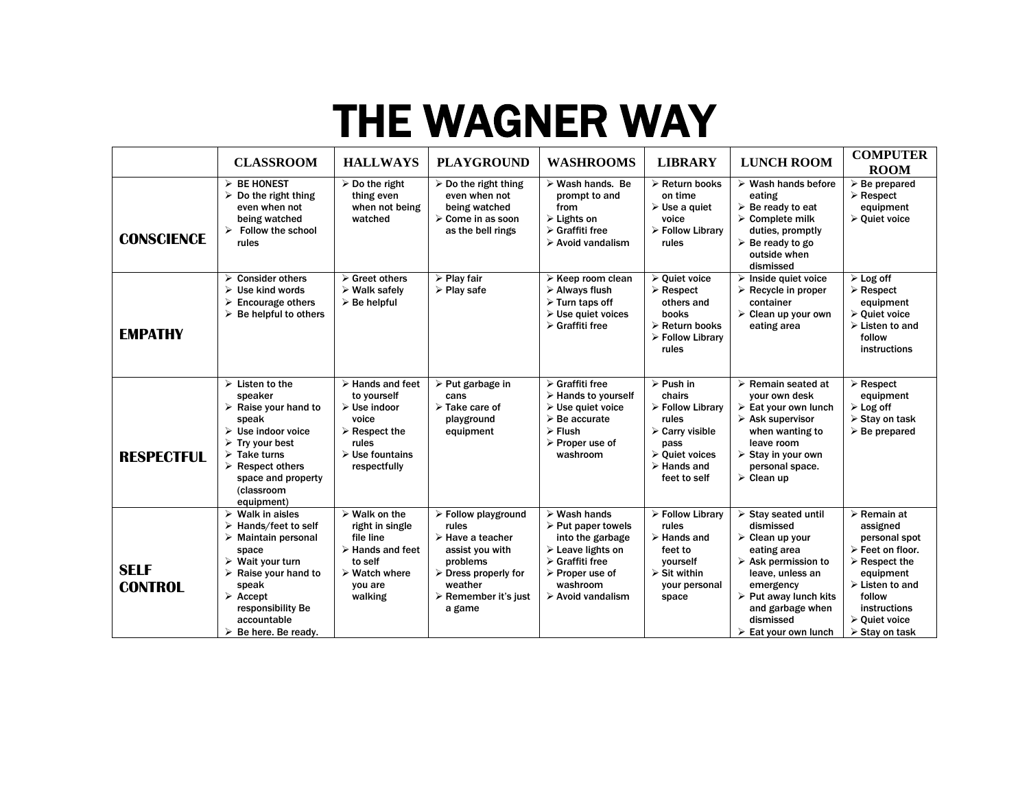# THE WAGNER WAY

| | CLASSROOM | HALLWAYS | PLAYGROUND | WASHROOMS | LIBRARY | LUNCH ROOM | COMPUTER ROOM |
|---|---|---|---|---|---|---|---|
| **CONSCIENCE** | ➢ BE HONEST<br>➢ Do the right thing even when not being watched<br>➢ Follow the school rules | ➢ Do the right thing even when not being watched | ➢ Do the right thing even when not being watched<br>➢ Come in as soon as the bell rings | ➢ Wash hands. Be prompt to and from<br>➢ Lights on<br>➢ Graffiti free<br>➢ Avoid vandalism | ➢ Return books on time<br>➢ Use a quiet voice<br>➢ Follow Library rules | ➢ Wash hands before eating<br>➢ Be ready to eat<br>➢ Complete milk duties, promptly<br>➢ Be ready to go outside when dismissed | ➢ Be prepared<br>➢ Respect equipment<br>➢ Quiet voice |
| **EMPATHY** | ➢ Consider others<br>➢ Use kind words<br>➢ Encourage others<br>➢ Be helpful to others | ➢ Greet others<br>➢ Walk safely<br>➢ Be helpful | ➢ Play fair<br>➢ Play safe | ➢ Keep room clean<br>➢ Always flush<br>➢ Turn taps off<br>➢ Use quiet voices<br>➢ Graffiti free | ➢ Quiet voice<br>➢ Respect others and books<br>➢ Return books<br>➢ Follow Library rules | ➢ Inside quiet voice<br>➢ Recycle in proper container<br>➢ Clean up your own eating area | ➢ Log off<br>➢ Respect equipment<br>➢ Quiet voice<br>➢ Listen to and follow instructions |
| **RESPECTFUL** | ➢ Listen to the speaker<br>➢ Raise your hand to speak<br>➢ Use indoor voice<br>➢ Try your best<br>➢ Take turns<br>➢ Respect others space and property (classroom equipment) | ➢ Hands and feet to yourself<br>➢ Use indoor voice<br>➢ Respect the rules<br>➢ Use fountains respectfully | ➢ Put garbage in cans<br>➢ Take care of playground equipment | ➢ Graffiti free<br>➢ Hands to yourself<br>➢ Use quiet voice<br>➢ Be accurate<br>➢ Flush<br>➢ Proper use of washroom | ➢ Push in chairs<br>➢ Follow Library rules<br>➢ Carry visible pass<br>➢ Quiet voices<br>➢ Hands and feet to self | ➢ Remain seated at your own desk<br>➢ Eat your own lunch<br>➢ Ask supervisor when wanting to leave room<br>➢ Stay in your own personal space.<br>➢ Clean up | ➢ Respect equipment<br>➢ Log off<br>➢ Stay on task<br>➢ Be prepared |
| **SELF CONTROL** | ➢ Walk in aisles<br>➢ Hands/feet to self<br>➢ Maintain personal space<br>➢ Wait your turn<br>➢ Raise your hand to speak<br>➢ Accept responsibility Be accountable<br>➢ Be here. Be ready. | ➢ Walk on the right in single file line<br>➢ Hands and feet to self<br>➢ Watch where you are walking | ➢ Follow playground rules<br>➢ Have a teacher assist you with problems<br>➢ Dress properly for weather<br>➢ Remember it's just a game | ➢ Wash hands<br>➢ Put paper towels into the garbage<br>➢ Leave lights on<br>➢ Graffiti free<br>➢ Proper use of washroom<br>➢ Avoid vandalism | ➢ Follow Library rules<br>➢ Hands and feet to yourself<br>➢ Sit within your personal space | ➢ Stay seated until dismissed<br>➢ Clean up your eating area<br>➢ Ask permission to leave, unless an emergency<br>➢ Put away lunch kits and garbage when dismissed<br>➢ Eat your own lunch | ➢ Remain at assigned personal spot<br>➢ Feet on floor.<br>➢ Respect the equipment<br>➢ Listen to and follow instructions<br>➢ Quiet voice<br>➢ Stay on task |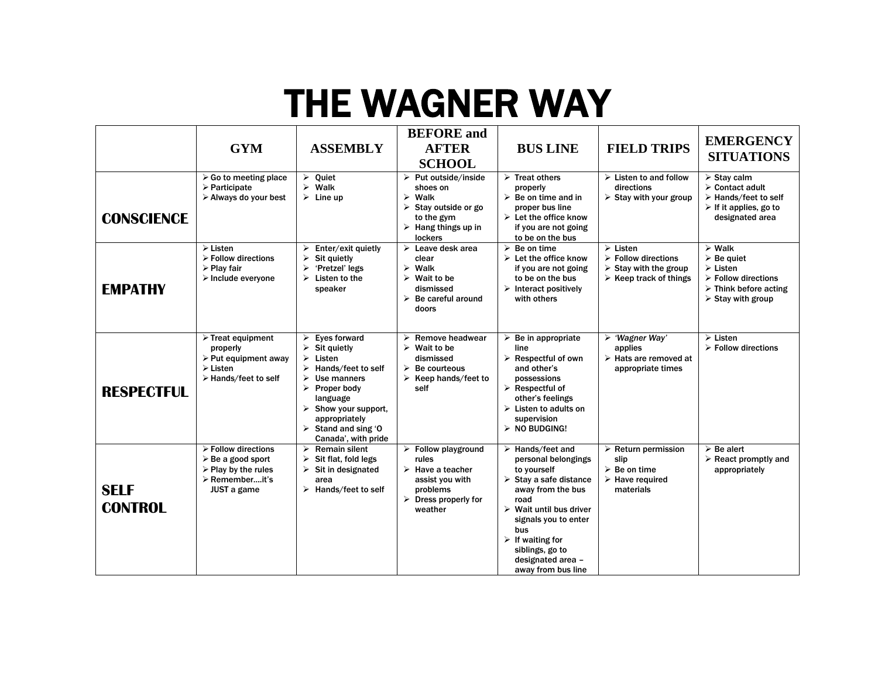# THE WAGNER WAY

| | GYM | ASSEMBLY | BEFORE and AFTER SCHOOL | BUS LINE | FIELD TRIPS | EMERGENCY SITUATIONS |
|---|---|---|---|---|---|---|
| **CONSCIENCE** | ➢ Go to meeting place<br>➢ Participate<br>➢ Always do your best | ➢ Quiet<br>➢ Walk<br>➢ Line up | ➢ Put outside/inside shoes on<br>➢ Walk<br>➢ Stay outside or go to the gym<br>➢ Hang things up in lockers | ➢ Treat others properly<br>➢ Be on time and in proper bus line<br>➢ Let the office know if you are not going to be on the bus | ➢ Listen to and follow directions<br>➢ Stay with your group | ➢ Stay calm<br>➢ Contact adult<br>➢ Hands/feet to self<br>➢ If it applies, go to designated area |
| **EMPATHY** | ➢ Listen<br>➢ Follow directions<br>➢ Play fair<br>➢ Include everyone | ➢ Enter/exit quietly<br>➢ Sit quietly<br>➢ 'Pretzel' legs<br>➢ Listen to the speaker | ➢ Leave desk area clear<br>➢ Walk<br>➢ Wait to be dismissed<br>➢ Be careful around doors | ➢ Be on time<br>➢ Let the office know if you are not going to be on the bus<br>➢ Interact positively with others | ➢ Listen<br>➢ Follow directions<br>➢ Stay with the group<br>➢ Keep track of things | ➢ Walk<br>➢ Be quiet<br>➢ Listen<br>➢ Follow directions<br>➢ Think before acting<br>➢ Stay with group |
| **RESPECTFUL** | ➢ Treat equipment properly<br>➢ Put equipment away<br>➢ Listen<br>➢ Hands/feet to self | ➢ Eyes forward<br>➢ Sit quietly<br>➢ Listen<br>➢ Hands/feet to self<br>➢ Use manners<br>➢ Proper body language<br>➢ Show your support, appropriately<br>➢ Stand and sing 'O Canada', with pride | ➢ Remove headwear<br>➢ Wait to be dismissed<br>➢ Be courteous<br>➢ Keep hands/feet to self | ➢ Be in appropriate line<br>➢ Respectful of own and other's possessions<br>➢ Respectful of other's feelings<br>➢ Listen to adults on supervision<br>➢ NO BUDGING! | ➢ *'Wagner Way'* applies<br>➢ Hats are removed at appropriate times | ➢ Listen<br>➢ Follow directions |
| **SELF CONTROL** | ➢ Follow directions<br>➢ Be a good sport<br>➢ Play by the rules<br>➢ Remember….it's JUST a game | ➢ Remain silent<br>➢ Sit flat, fold legs<br>➢ Sit in designated area<br>➢ Hands/feet to self | ➢ Follow playground rules<br>➢ Have a teacher assist you with problems<br>➢ Dress properly for weather | ➢ Hands/feet and personal belongings to yourself<br>➢ Stay a safe distance away from the bus road<br>➢ Wait until bus driver signals you to enter bus<br>➢ If waiting for siblings, go to designated area – away from bus line | ➢ Return permission slip<br>➢ Be on time<br>➢ Have required materials | ➢ Be alert<br>➢ React promptly and appropriately |